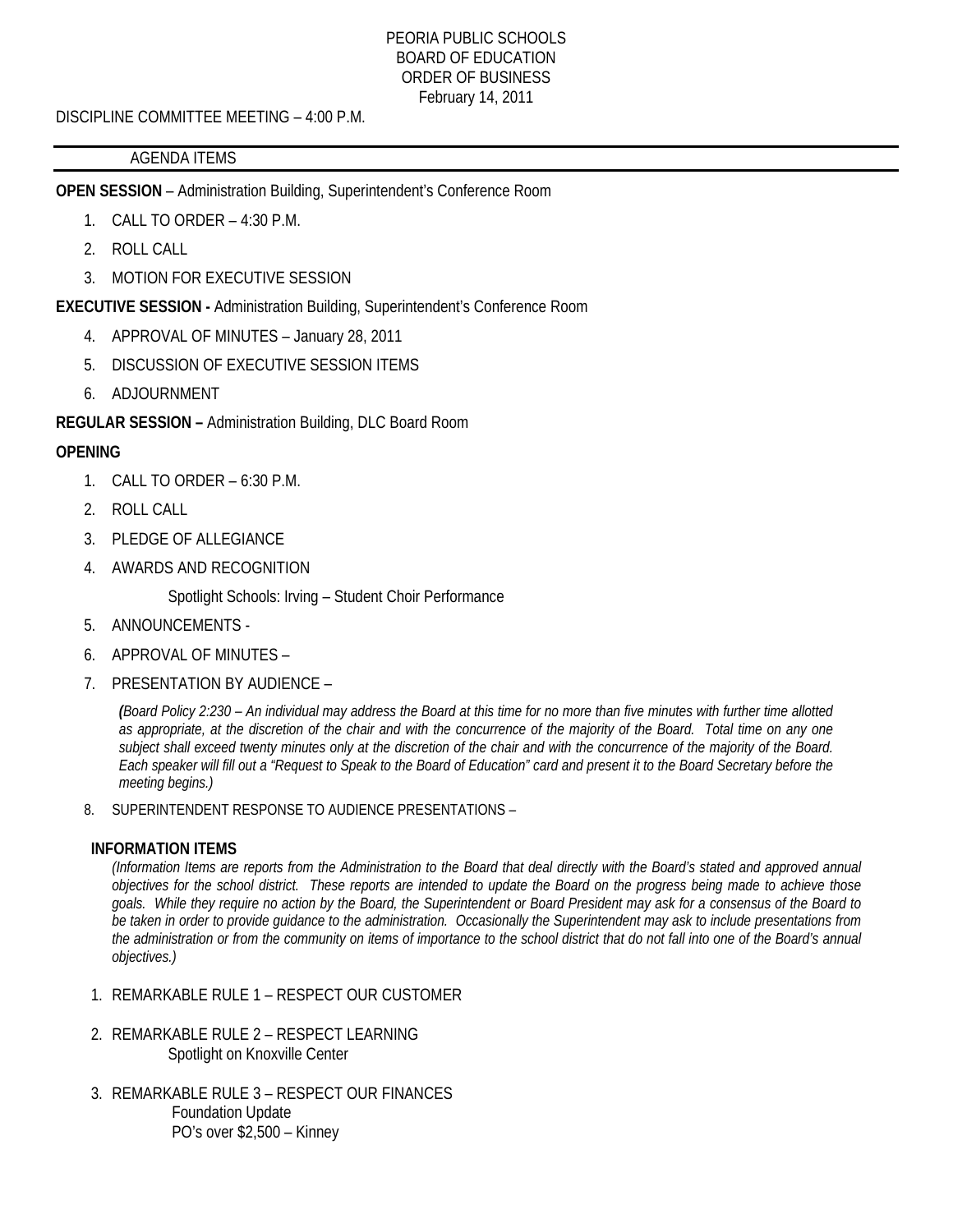PEORIA PUBLIC SCHOOLS
BOARD OF EDUCATION
ORDER OF BUSINESS
February 14, 2011

DISCIPLINE COMMITTEE MEETING – 4:00 P.M.

AGENDA ITEMS

**OPEN SESSION** – Administration Building, Superintendent's Conference Room

1. CALL TO ORDER – 4:30 P.M.
2. ROLL CALL
3. MOTION FOR EXECUTIVE SESSION

**EXECUTIVE SESSION -** Administration Building, Superintendent's Conference Room

4. APPROVAL OF MINUTES – January 28, 2011
5. DISCUSSION OF EXECUTIVE SESSION ITEMS
6. ADJOURNMENT

**REGULAR SESSION –** Administration Building, DLC Board Room

**OPENING**

1. CALL TO ORDER – 6:30 P.M.
2. ROLL CALL
3. PLEDGE OF ALLEGIANCE
4. AWARDS AND RECOGNITION

   Spotlight Schools: Irving – Student Choir Performance

5. ANNOUNCEMENTS -
6. APPROVAL OF MINUTES –
7. PRESENTATION BY AUDIENCE –

   *(Board Policy 2:230 – An individual may address the Board at this time for no more than five minutes with further time allotted as appropriate, at the discretion of the chair and with the concurrence of the majority of the Board. Total time on any one subject shall exceed twenty minutes only at the discretion of the chair and with the concurrence of the majority of the Board. Each speaker will fill out a "Request to Speak to the Board of Education" card and present it to the Board Secretary before the meeting begins.)*

8. SUPERINTENDENT RESPONSE TO AUDIENCE PRESENTATIONS –

**INFORMATION ITEMS**

*(Information Items are reports from the Administration to the Board that deal directly with the Board's stated and approved annual objectives for the school district. These reports are intended to update the Board on the progress being made to achieve those goals. While they require no action by the Board, the Superintendent or Board President may ask for a consensus of the Board to be taken in order to provide guidance to the administration. Occasionally the Superintendent may ask to include presentations from the administration or from the community on items of importance to the school district that do not fall into one of the Board's annual objectives.)*

1. REMARKABLE RULE 1 – RESPECT OUR CUSTOMER
2. REMARKABLE RULE 2 – RESPECT LEARNING

   Spotlight on Knoxville Center

3. REMARKABLE RULE 3 – RESPECT OUR FINANCES

   Foundation Update

   PO's over $2,500 – Kinney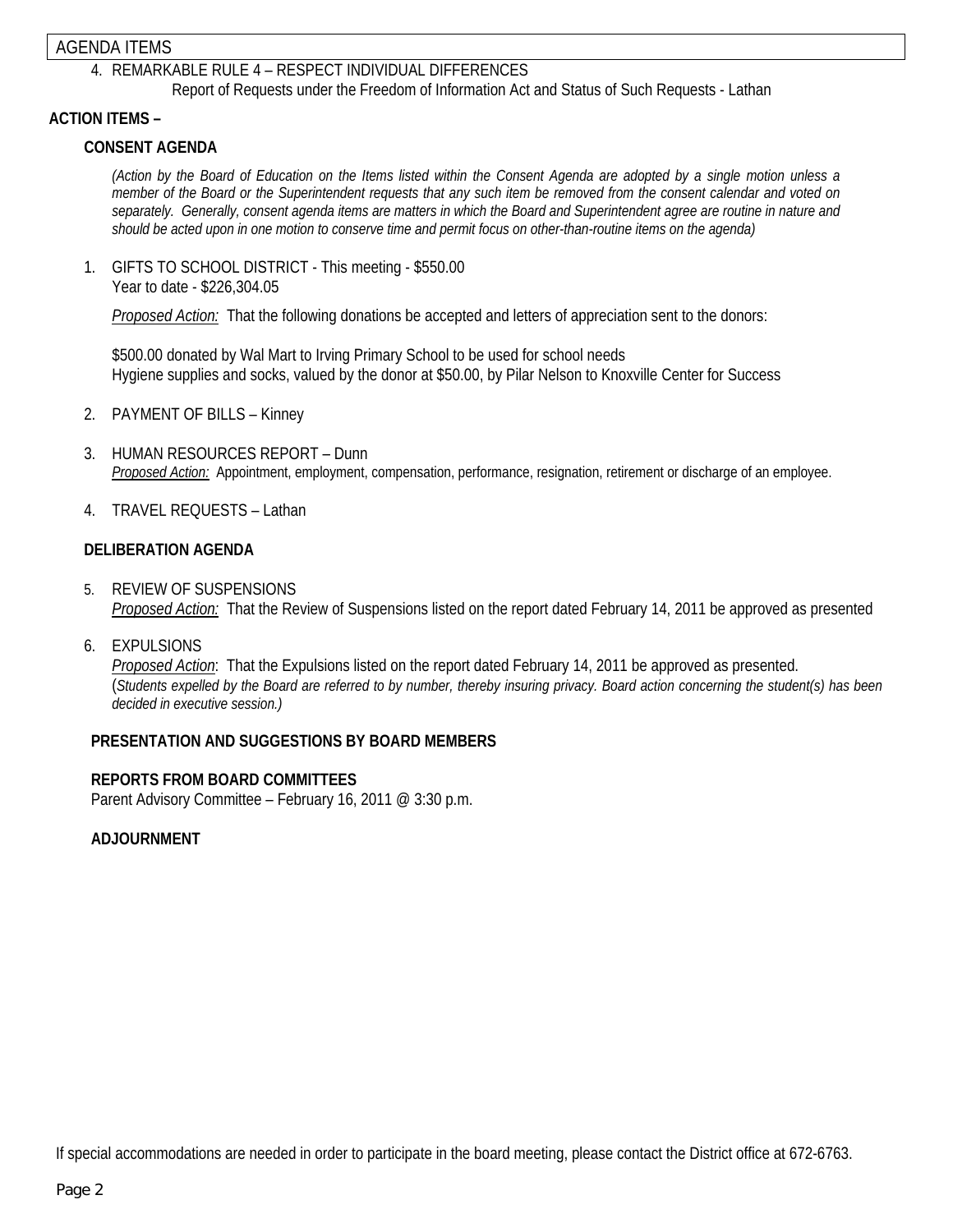AGENDA ITEMS

4. REMARKABLE RULE 4 – RESPECT INDIVIDUAL DIFFERENCES
   Report of Requests under the Freedom of Information Act and Status of Such Requests - Lathan

**ACTION ITEMS –**

**CONSENT AGENDA**

*(Action by the Board of Education on the Items listed within the Consent Agenda are adopted by a single motion unless a member of the Board or the Superintendent requests that any such item be removed from the consent calendar and voted on separately. Generally, consent agenda items are matters in which the Board and Superintendent agree are routine in nature and should be acted upon in one motion to conserve time and permit focus on other-than-routine items on the agenda)*

1. GIFTS TO SCHOOL DISTRICT - This meeting - $550.00
   Year to date - $226,304.05

   _Proposed Action:_ That the following donations be accepted and letters of appreciation sent to the donors:

   $500.00 donated by Wal Mart to Irving Primary School to be used for school needs
   Hygiene supplies and socks, valued by the donor at $50.00, by Pilar Nelson to Knoxville Center for Success

2. PAYMENT OF BILLS – Kinney

3. HUMAN RESOURCES REPORT – Dunn
   _Proposed Action:_ Appointment, employment, compensation, performance, resignation, retirement or discharge of an employee.

4. TRAVEL REQUESTS – Lathan

**DELIBERATION AGENDA**

5. REVIEW OF SUSPENSIONS
   _Proposed Action:_ That the Review of Suspensions listed on the report dated February 14, 2011 be approved as presented

6. EXPULSIONS
   _Proposed Action_: That the Expulsions listed on the report dated February 14, 2011 be approved as presented.
   (*Students expelled by the Board are referred to by number, thereby insuring privacy. Board action concerning the student(s) has been decided in executive session.)*

**PRESENTATION AND SUGGESTIONS BY BOARD MEMBERS**

**REPORTS FROM BOARD COMMITTEES**
Parent Advisory Committee – February 16, 2011 @ 3:30 p.m.

**ADJOURNMENT**

If special accommodations are needed in order to participate in the board meeting, please contact the District office at 672-6763.